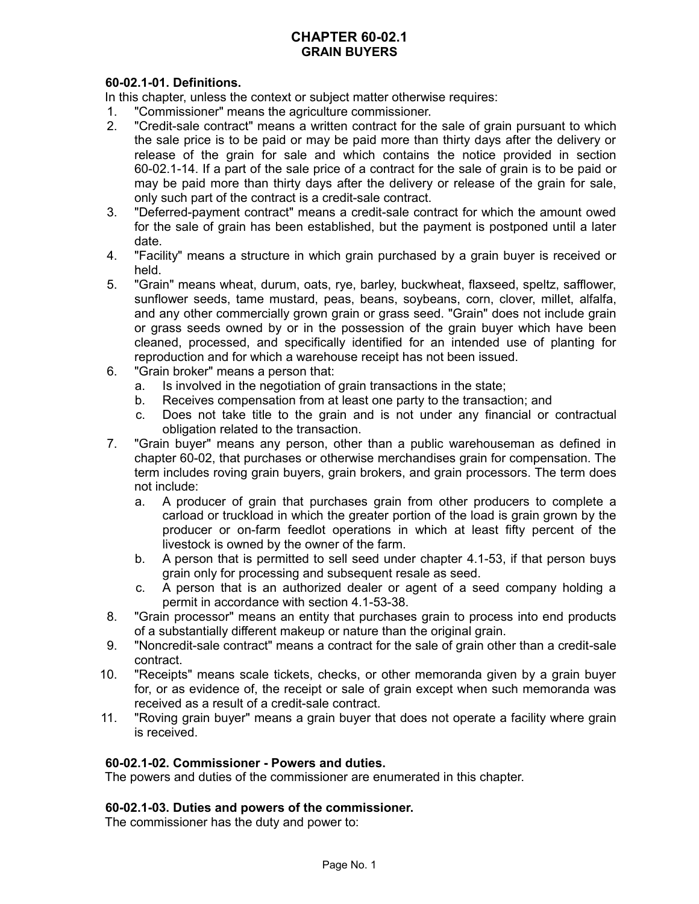# CHAPTER 60-02.1
## GRAIN BUYERS

### 60-02.1-01. Definitions.

In this chapter, unless the context or subject matter otherwise requires:

1. "Commissioner" means the agriculture commissioner.
2. "Credit-sale contract" means a written contract for the sale of grain pursuant to which the sale price is to be paid or may be paid more than thirty days after the delivery or release of the grain for sale and which contains the notice provided in section 60-02.1-14. If a part of the sale price of a contract for the sale of grain is to be paid or may be paid more than thirty days after the delivery or release of the grain for sale, only such part of the contract is a credit-sale contract.
3. "Deferred-payment contract" means a credit-sale contract for which the amount owed for the sale of grain has been established, but the payment is postponed until a later date.
4. "Facility" means a structure in which grain purchased by a grain buyer is received or held.
5. "Grain" means wheat, durum, oats, rye, barley, buckwheat, flaxseed, speltz, safflower, sunflower seeds, tame mustard, peas, beans, soybeans, corn, clover, millet, alfalfa, and any other commercially grown grain or grass seed. "Grain" does not include grain or grass seeds owned by or in the possession of the grain buyer which have been cleaned, processed, and specifically identified for an intended use of planting for reproduction and for which a warehouse receipt has not been issued.
6. "Grain broker" means a person that:
   a. Is involved in the negotiation of grain transactions in the state;
   b. Receives compensation from at least one party to the transaction; and
   c. Does not take title to the grain and is not under any financial or contractual obligation related to the transaction.
7. "Grain buyer" means any person, other than a public warehouseman as defined in chapter 60-02, that purchases or otherwise merchandises grain for compensation. The term includes roving grain buyers, grain brokers, and grain processors. The term does not include:
   a. A producer of grain that purchases grain from other producers to complete a carload or truckload in which the greater portion of the load is grain grown by the producer or on-farm feedlot operations in which at least fifty percent of the livestock is owned by the owner of the farm.
   b. A person that is permitted to sell seed under chapter 4.1-53, if that person buys grain only for processing and subsequent resale as seed.
   c. A person that is an authorized dealer or agent of a seed company holding a permit in accordance with section 4.1-53-38.
8. "Grain processor" means an entity that purchases grain to process into end products of a substantially different makeup or nature than the original grain.
9. "Noncredit-sale contract" means a contract for the sale of grain other than a credit-sale contract.
10. "Receipts" means scale tickets, checks, or other memoranda given by a grain buyer for, or as evidence of, the receipt or sale of grain except when such memoranda was received as a result of a credit-sale contract.
11. "Roving grain buyer" means a grain buyer that does not operate a facility where grain is received.

### 60-02.1-02. Commissioner - Powers and duties.

The powers and duties of the commissioner are enumerated in this chapter.

### 60-02.1-03. Duties and powers of the commissioner.

The commissioner has the duty and power to: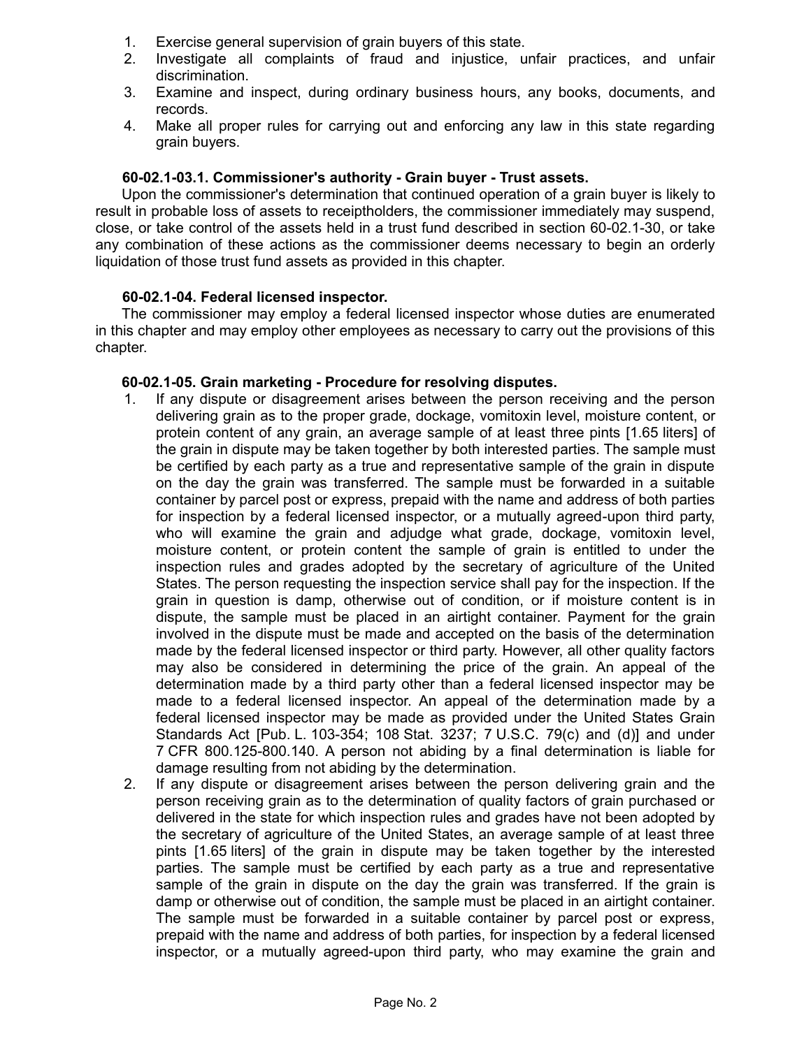1. Exercise general supervision of grain buyers of this state.
2. Investigate all complaints of fraud and injustice, unfair practices, and unfair discrimination.
3. Examine and inspect, during ordinary business hours, any books, documents, and records.
4. Make all proper rules for carrying out and enforcing any law in this state regarding grain buyers.

**60-02.1-03.1. Commissioner's authority - Grain buyer - Trust assets.**

Upon the commissioner's determination that continued operation of a grain buyer is likely to result in probable loss of assets to receiptholders, the commissioner immediately may suspend, close, or take control of the assets held in a trust fund described in section 60-02.1-30, or take any combination of these actions as the commissioner deems necessary to begin an orderly liquidation of those trust fund assets as provided in this chapter.

**60-02.1-04. Federal licensed inspector.**

The commissioner may employ a federal licensed inspector whose duties are enumerated in this chapter and may employ other employees as necessary to carry out the provisions of this chapter.

**60-02.1-05. Grain marketing - Procedure for resolving disputes.**

1. If any dispute or disagreement arises between the person receiving and the person delivering grain as to the proper grade, dockage, vomitoxin level, moisture content, or protein content of any grain, an average sample of at least three pints [1.65 liters] of the grain in dispute may be taken together by both interested parties. The sample must be certified by each party as a true and representative sample of the grain in dispute on the day the grain was transferred. The sample must be forwarded in a suitable container by parcel post or express, prepaid with the name and address of both parties for inspection by a federal licensed inspector, or a mutually agreed-upon third party, who will examine the grain and adjudge what grade, dockage, vomitoxin level, moisture content, or protein content the sample of grain is entitled to under the inspection rules and grades adopted by the secretary of agriculture of the United States. The person requesting the inspection service shall pay for the inspection. If the grain in question is damp, otherwise out of condition, or if moisture content is in dispute, the sample must be placed in an airtight container. Payment for the grain involved in the dispute must be made and accepted on the basis of the determination made by the federal licensed inspector or third party. However, all other quality factors may also be considered in determining the price of the grain. An appeal of the determination made by a third party other than a federal licensed inspector may be made to a federal licensed inspector. An appeal of the determination made by a federal licensed inspector may be made as provided under the United States Grain Standards Act [Pub. L. 103-354; 108 Stat. 3237; 7 U.S.C. 79(c) and (d)] and under 7 CFR 800.125-800.140. A person not abiding by a final determination is liable for damage resulting from not abiding by the determination.
2. If any dispute or disagreement arises between the person delivering grain and the person receiving grain as to the determination of quality factors of grain purchased or delivered in the state for which inspection rules and grades have not been adopted by the secretary of agriculture of the United States, an average sample of at least three pints [1.65 liters] of the grain in dispute may be taken together by the interested parties. The sample must be certified by each party as a true and representative sample of the grain in dispute on the day the grain was transferred. If the grain is damp or otherwise out of condition, the sample must be placed in an airtight container. The sample must be forwarded in a suitable container by parcel post or express, prepaid with the name and address of both parties, for inspection by a federal licensed inspector, or a mutually agreed-upon third party, who may examine the grain and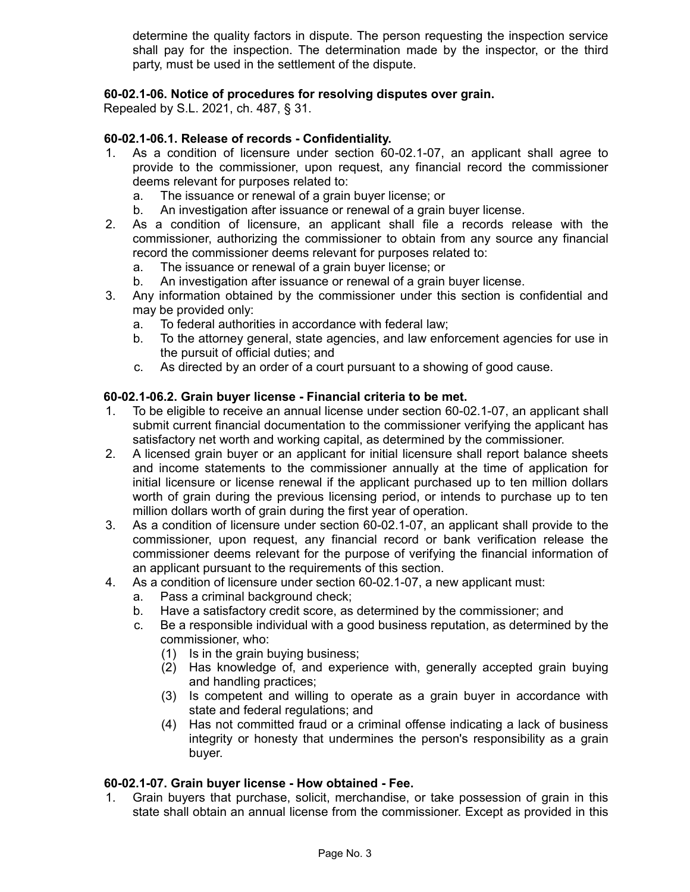determine the quality factors in dispute. The person requesting the inspection service shall pay for the inspection. The determination made by the inspector, or the third party, must be used in the settlement of the dispute.

**60-02.1-06. Notice of procedures for resolving disputes over grain.**
Repealed by S.L. 2021, ch. 487, § 31.

**60-02.1-06.1. Release of records - Confidentiality.**

1. As a condition of licensure under section 60-02.1-07, an applicant shall agree to provide to the commissioner, upon request, any financial record the commissioner deems relevant for purposes related to:
   a. The issuance or renewal of a grain buyer license; or
   b. An investigation after issuance or renewal of a grain buyer license.
2. As a condition of licensure, an applicant shall file a records release with the commissioner, authorizing the commissioner to obtain from any source any financial record the commissioner deems relevant for purposes related to:
   a. The issuance or renewal of a grain buyer license; or
   b. An investigation after issuance or renewal of a grain buyer license.
3. Any information obtained by the commissioner under this section is confidential and may be provided only:
   a. To federal authorities in accordance with federal law;
   b. To the attorney general, state agencies, and law enforcement agencies for use in the pursuit of official duties; and
   c. As directed by an order of a court pursuant to a showing of good cause.

**60-02.1-06.2. Grain buyer license - Financial criteria to be met.**

1. To be eligible to receive an annual license under section 60-02.1-07, an applicant shall submit current financial documentation to the commissioner verifying the applicant has satisfactory net worth and working capital, as determined by the commissioner.
2. A licensed grain buyer or an applicant for initial licensure shall report balance sheets and income statements to the commissioner annually at the time of application for initial licensure or license renewal if the applicant purchased up to ten million dollars worth of grain during the previous licensing period, or intends to purchase up to ten million dollars worth of grain during the first year of operation.
3. As a condition of licensure under section 60-02.1-07, an applicant shall provide to the commissioner, upon request, any financial record or bank verification release the commissioner deems relevant for the purpose of verifying the financial information of an applicant pursuant to the requirements of this section.
4. As a condition of licensure under section 60-02.1-07, a new applicant must:
   a. Pass a criminal background check;
   b. Have a satisfactory credit score, as determined by the commissioner; and
   c. Be a responsible individual with a good business reputation, as determined by the commissioner, who:
      (1) Is in the grain buying business;
      (2) Has knowledge of, and experience with, generally accepted grain buying and handling practices;
      (3) Is competent and willing to operate as a grain buyer in accordance with state and federal regulations; and
      (4) Has not committed fraud or a criminal offense indicating a lack of business integrity or honesty that undermines the person's responsibility as a grain buyer.

**60-02.1-07. Grain buyer license - How obtained - Fee.**

1. Grain buyers that purchase, solicit, merchandise, or take possession of grain in this state shall obtain an annual license from the commissioner. Except as provided in this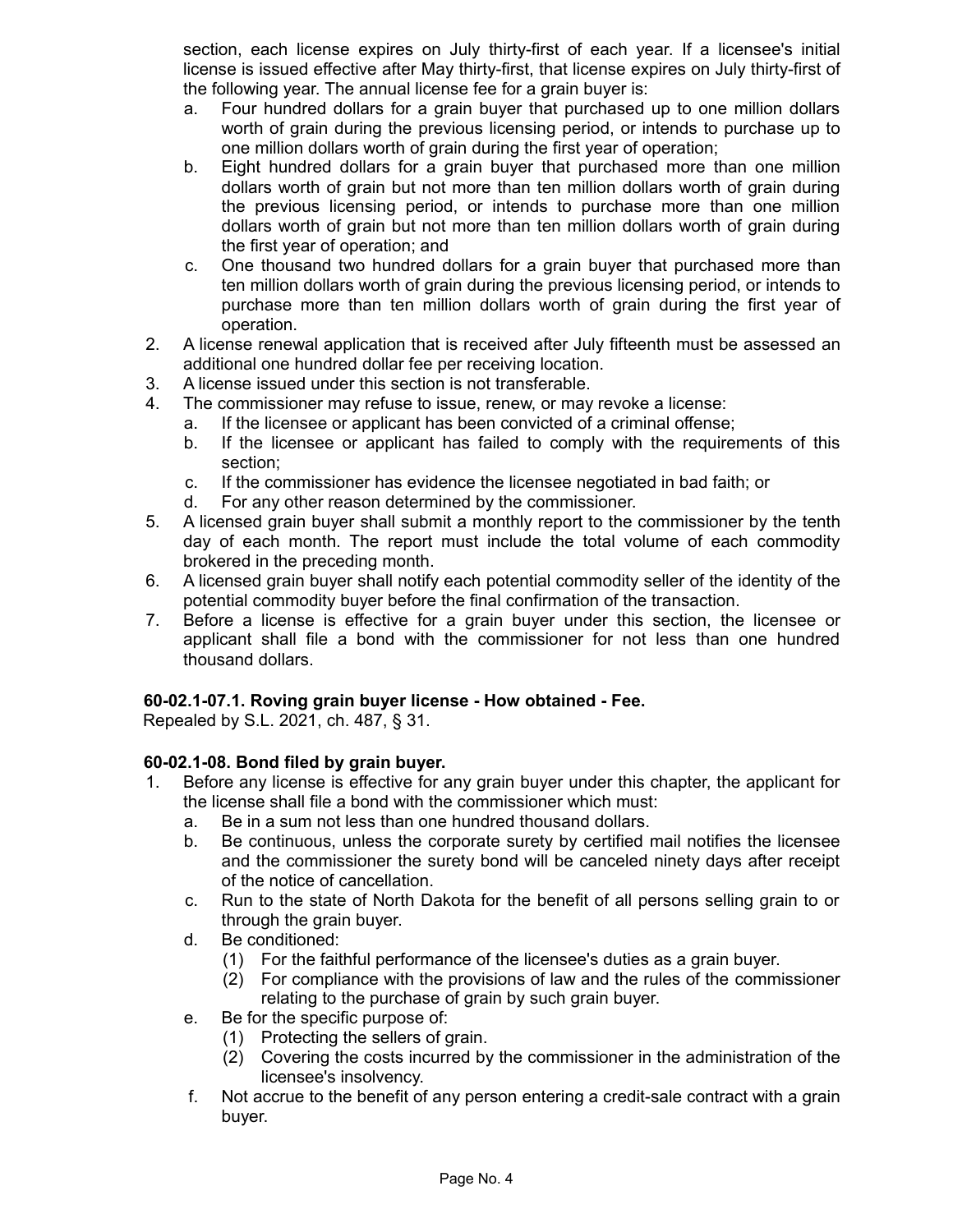section, each license expires on July thirty-first of each year. If a licensee's initial license is issued effective after May thirty-first, that license expires on July thirty-first of the following year. The annual license fee for a grain buyer is:

   a. Four hundred dollars for a grain buyer that purchased up to one million dollars worth of grain during the previous licensing period, or intends to purchase up to one million dollars worth of grain during the first year of operation;
   b. Eight hundred dollars for a grain buyer that purchased more than one million dollars worth of grain but not more than ten million dollars worth of grain during the previous licensing period, or intends to purchase more than one million dollars worth of grain but not more than ten million dollars worth of grain during the first year of operation; and
   c. One thousand two hundred dollars for a grain buyer that purchased more than ten million dollars worth of grain during the previous licensing period, or intends to purchase more than ten million dollars worth of grain during the first year of operation.

2. A license renewal application that is received after July fifteenth must be assessed an additional one hundred dollar fee per receiving location.
3. A license issued under this section is not transferable.
4. The commissioner may refuse to issue, renew, or may revoke a license:
   a. If the licensee or applicant has been convicted of a criminal offense;
   b. If the licensee or applicant has failed to comply with the requirements of this section;
   c. If the commissioner has evidence the licensee negotiated in bad faith; or
   d. For any other reason determined by the commissioner.
5. A licensed grain buyer shall submit a monthly report to the commissioner by the tenth day of each month. The report must include the total volume of each commodity brokered in the preceding month.
6. A licensed grain buyer shall notify each potential commodity seller of the identity of the potential commodity buyer before the final confirmation of the transaction.
7. Before a license is effective for a grain buyer under this section, the licensee or applicant shall file a bond with the commissioner for not less than one hundred thousand dollars.

**60-02.1-07.1. Roving grain buyer license - How obtained - Fee.**
Repealed by S.L. 2021, ch. 487, § 31.

**60-02.1-08. Bond filed by grain buyer.**

1. Before any license is effective for any grain buyer under this chapter, the applicant for the license shall file a bond with the commissioner which must:
   a. Be in a sum not less than one hundred thousand dollars.
   b. Be continuous, unless the corporate surety by certified mail notifies the licensee and the commissioner the surety bond will be canceled ninety days after receipt of the notice of cancellation.
   c. Run to the state of North Dakota for the benefit of all persons selling grain to or through the grain buyer.
   d. Be conditioned:
      (1) For the faithful performance of the licensee's duties as a grain buyer.
      (2) For compliance with the provisions of law and the rules of the commissioner relating to the purchase of grain by such grain buyer.
   e. Be for the specific purpose of:
      (1) Protecting the sellers of grain.
      (2) Covering the costs incurred by the commissioner in the administration of the licensee's insolvency.
   f. Not accrue to the benefit of any person entering a credit-sale contract with a grain buyer.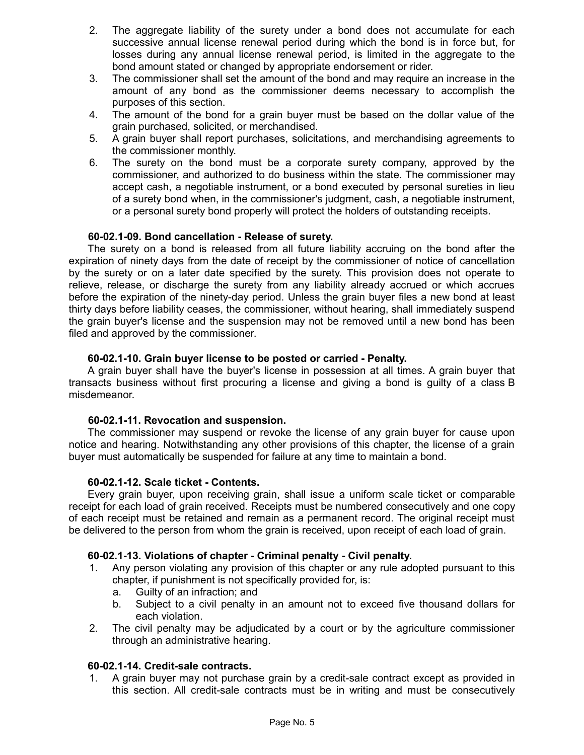2. The aggregate liability of the surety under a bond does not accumulate for each successive annual license renewal period during which the bond is in force but, for losses during any annual license renewal period, is limited in the aggregate to the bond amount stated or changed by appropriate endorsement or rider.
3. The commissioner shall set the amount of the bond and may require an increase in the amount of any bond as the commissioner deems necessary to accomplish the purposes of this section.
4. The amount of the bond for a grain buyer must be based on the dollar value of the grain purchased, solicited, or merchandised.
5. A grain buyer shall report purchases, solicitations, and merchandising agreements to the commissioner monthly.
6. The surety on the bond must be a corporate surety company, approved by the commissioner, and authorized to do business within the state. The commissioner may accept cash, a negotiable instrument, or a bond executed by personal sureties in lieu of a surety bond when, in the commissioner's judgment, cash, a negotiable instrument, or a personal surety bond properly will protect the holders of outstanding receipts.

**60-02.1-09. Bond cancellation - Release of surety.**

The surety on a bond is released from all future liability accruing on the bond after the expiration of ninety days from the date of receipt by the commissioner of notice of cancellation by the surety or on a later date specified by the surety. This provision does not operate to relieve, release, or discharge the surety from any liability already accrued or which accrues before the expiration of the ninety-day period. Unless the grain buyer files a new bond at least thirty days before liability ceases, the commissioner, without hearing, shall immediately suspend the grain buyer's license and the suspension may not be removed until a new bond has been filed and approved by the commissioner.

**60-02.1-10. Grain buyer license to be posted or carried - Penalty.**

A grain buyer shall have the buyer's license in possession at all times. A grain buyer that transacts business without first procuring a license and giving a bond is guilty of a class B misdemeanor.

**60-02.1-11. Revocation and suspension.**

The commissioner may suspend or revoke the license of any grain buyer for cause upon notice and hearing. Notwithstanding any other provisions of this chapter, the license of a grain buyer must automatically be suspended for failure at any time to maintain a bond.

**60-02.1-12. Scale ticket - Contents.**

Every grain buyer, upon receiving grain, shall issue a uniform scale ticket or comparable receipt for each load of grain received. Receipts must be numbered consecutively and one copy of each receipt must be retained and remain as a permanent record. The original receipt must be delivered to the person from whom the grain is received, upon receipt of each load of grain.

**60-02.1-13. Violations of chapter - Criminal penalty - Civil penalty.**

1. Any person violating any provision of this chapter or any rule adopted pursuant to this chapter, if punishment is not specifically provided for, is:
   a. Guilty of an infraction; and
   b. Subject to a civil penalty in an amount not to exceed five thousand dollars for each violation.
2. The civil penalty may be adjudicated by a court or by the agriculture commissioner through an administrative hearing.

**60-02.1-14. Credit-sale contracts.**

1. A grain buyer may not purchase grain by a credit-sale contract except as provided in this section. All credit-sale contracts must be in writing and must be consecutively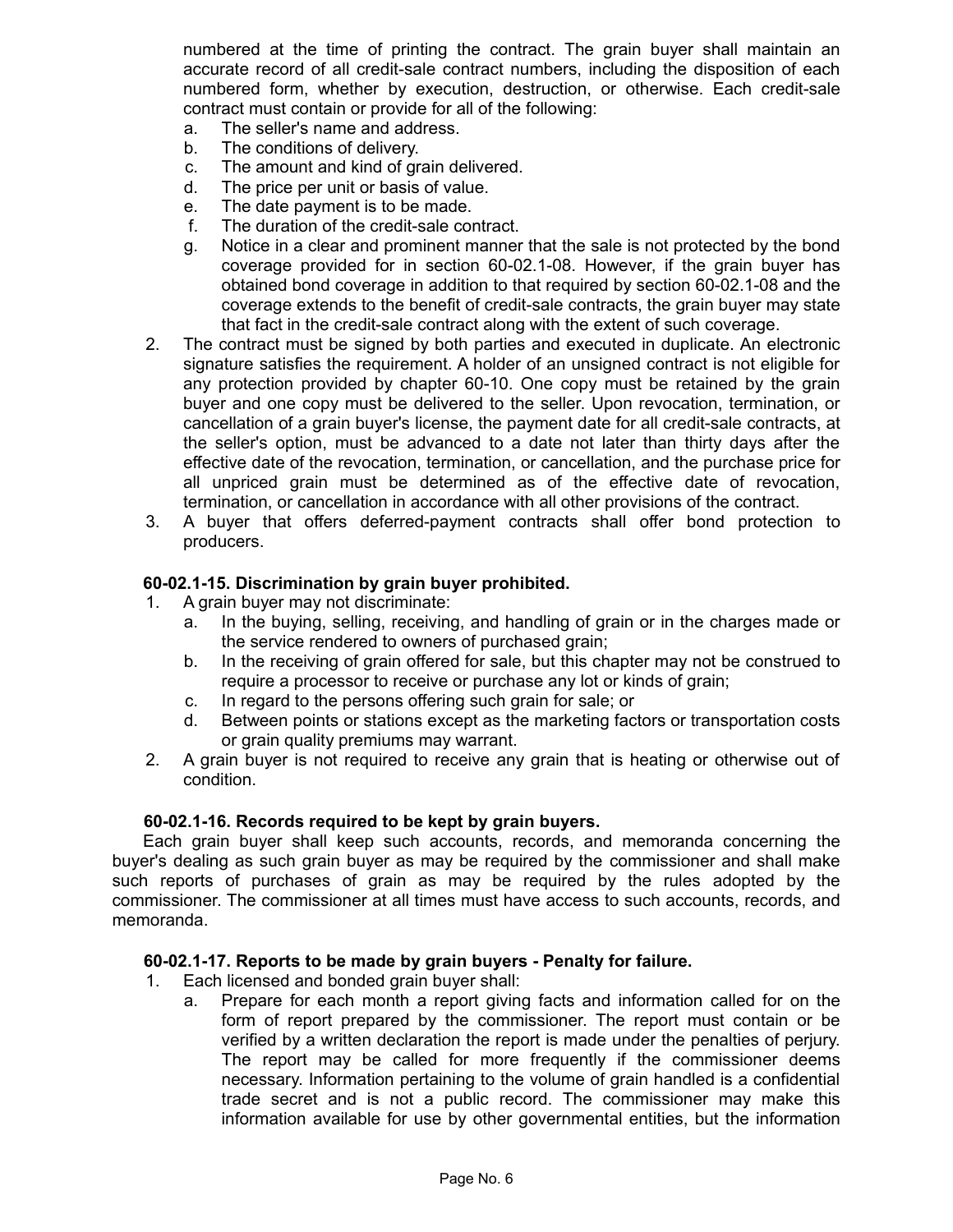numbered at the time of printing the contract. The grain buyer shall maintain an accurate record of all credit-sale contract numbers, including the disposition of each numbered form, whether by execution, destruction, or otherwise. Each credit-sale contract must contain or provide for all of the following:

a. The seller's name and address.
b. The conditions of delivery.
c. The amount and kind of grain delivered.
d. The price per unit or basis of value.
e. The date payment is to be made.
f. The duration of the credit-sale contract.
g. Notice in a clear and prominent manner that the sale is not protected by the bond coverage provided for in section 60-02.1-08. However, if the grain buyer has obtained bond coverage in addition to that required by section 60-02.1-08 and the coverage extends to the benefit of credit-sale contracts, the grain buyer may state that fact in the credit-sale contract along with the extent of such coverage.

2. The contract must be signed by both parties and executed in duplicate. An electronic signature satisfies the requirement. A holder of an unsigned contract is not eligible for any protection provided by chapter 60-10. One copy must be retained by the grain buyer and one copy must be delivered to the seller. Upon revocation, termination, or cancellation of a grain buyer's license, the payment date for all credit-sale contracts, at the seller's option, must be advanced to a date not later than thirty days after the effective date of the revocation, termination, or cancellation, and the purchase price for all unpriced grain must be determined as of the effective date of revocation, termination, or cancellation in accordance with all other provisions of the contract.
3. A buyer that offers deferred-payment contracts shall offer bond protection to producers.

**60-02.1-15. Discrimination by grain buyer prohibited.**

1. A grain buyer may not discriminate:
   a. In the buying, selling, receiving, and handling of grain or in the charges made or the service rendered to owners of purchased grain;
   b. In the receiving of grain offered for sale, but this chapter may not be construed to require a processor to receive or purchase any lot or kinds of grain;
   c. In regard to the persons offering such grain for sale; or
   d. Between points or stations except as the marketing factors or transportation costs or grain quality premiums may warrant.
2. A grain buyer is not required to receive any grain that is heating or otherwise out of condition.

**60-02.1-16. Records required to be kept by grain buyers.**

Each grain buyer shall keep such accounts, records, and memoranda concerning the buyer's dealing as such grain buyer as may be required by the commissioner and shall make such reports of purchases of grain as may be required by the rules adopted by the commissioner. The commissioner at all times must have access to such accounts, records, and memoranda.

**60-02.1-17. Reports to be made by grain buyers - Penalty for failure.**

1. Each licensed and bonded grain buyer shall:
   a. Prepare for each month a report giving facts and information called for on the form of report prepared by the commissioner. The report must contain or be verified by a written declaration the report is made under the penalties of perjury. The report may be called for more frequently if the commissioner deems necessary. Information pertaining to the volume of grain handled is a confidential trade secret and is not a public record. The commissioner may make this information available for use by other governmental entities, but the information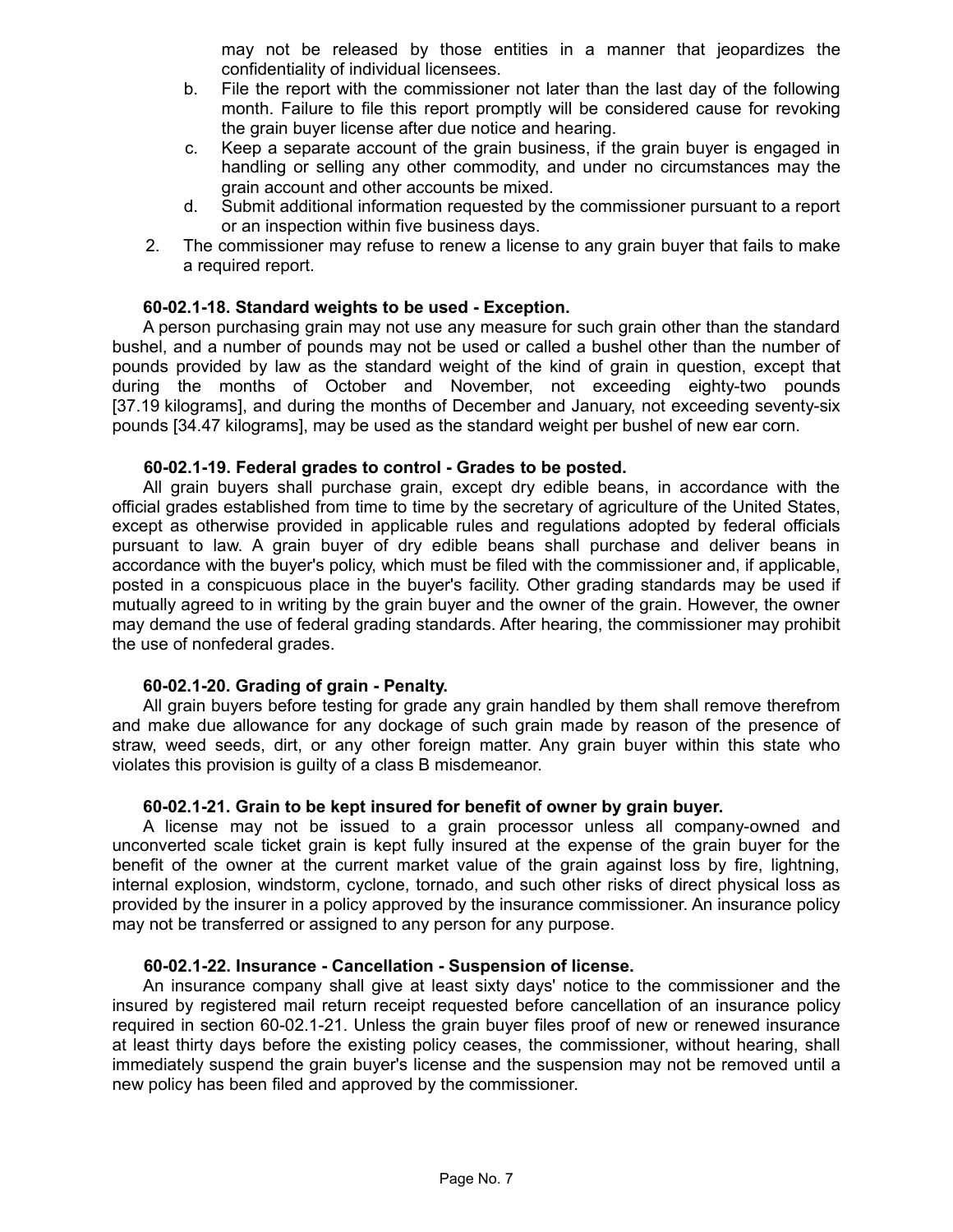may not be released by those entities in a manner that jeopardizes the confidentiality of individual licensees.

b. File the report with the commissioner not later than the last day of the following month. Failure to file this report promptly will be considered cause for revoking the grain buyer license after due notice and hearing.

c. Keep a separate account of the grain business, if the grain buyer is engaged in handling or selling any other commodity, and under no circumstances may the grain account and other accounts be mixed.

d. Submit additional information requested by the commissioner pursuant to a report or an inspection within five business days.

2. The commissioner may refuse to renew a license to any grain buyer that fails to make a required report.

**60-02.1-18. Standard weights to be used - Exception.**

A person purchasing grain may not use any measure for such grain other than the standard bushel, and a number of pounds may not be used or called a bushel other than the number of pounds provided by law as the standard weight of the kind of grain in question, except that during the months of October and November, not exceeding eighty-two pounds [37.19 kilograms], and during the months of December and January, not exceeding seventy-six pounds [34.47 kilograms], may be used as the standard weight per bushel of new ear corn.

**60-02.1-19. Federal grades to control - Grades to be posted.**

All grain buyers shall purchase grain, except dry edible beans, in accordance with the official grades established from time to time by the secretary of agriculture of the United States, except as otherwise provided in applicable rules and regulations adopted by federal officials pursuant to law. A grain buyer of dry edible beans shall purchase and deliver beans in accordance with the buyer's policy, which must be filed with the commissioner and, if applicable, posted in a conspicuous place in the buyer's facility. Other grading standards may be used if mutually agreed to in writing by the grain buyer and the owner of the grain. However, the owner may demand the use of federal grading standards. After hearing, the commissioner may prohibit the use of nonfederal grades.

**60-02.1-20. Grading of grain - Penalty.**

All grain buyers before testing for grade any grain handled by them shall remove therefrom and make due allowance for any dockage of such grain made by reason of the presence of straw, weed seeds, dirt, or any other foreign matter. Any grain buyer within this state who violates this provision is guilty of a class B misdemeanor.

**60-02.1-21. Grain to be kept insured for benefit of owner by grain buyer.**

A license may not be issued to a grain processor unless all company-owned and unconverted scale ticket grain is kept fully insured at the expense of the grain buyer for the benefit of the owner at the current market value of the grain against loss by fire, lightning, internal explosion, windstorm, cyclone, tornado, and such other risks of direct physical loss as provided by the insurer in a policy approved by the insurance commissioner. An insurance policy may not be transferred or assigned to any person for any purpose.

**60-02.1-22. Insurance - Cancellation - Suspension of license.**

An insurance company shall give at least sixty days' notice to the commissioner and the insured by registered mail return receipt requested before cancellation of an insurance policy required in section 60-02.1-21. Unless the grain buyer files proof of new or renewed insurance at least thirty days before the existing policy ceases, the commissioner, without hearing, shall immediately suspend the grain buyer's license and the suspension may not be removed until a new policy has been filed and approved by the commissioner.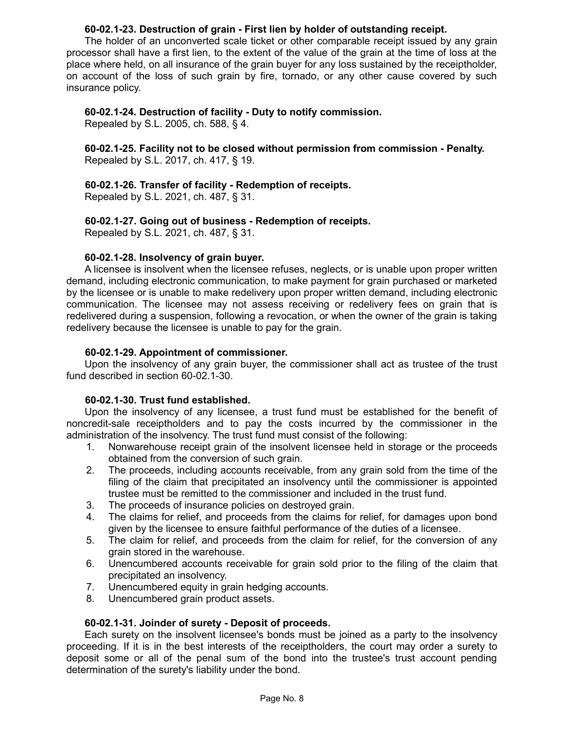**60-02.1-23. Destruction of grain - First lien by holder of outstanding receipt.**

The holder of an unconverted scale ticket or other comparable receipt issued by any grain processor shall have a first lien, to the extent of the value of the grain at the time of loss at the place where held, on all insurance of the grain buyer for any loss sustained by the receiptholder, on account of the loss of such grain by fire, tornado, or any other cause covered by such insurance policy.

**60-02.1-24. Destruction of facility - Duty to notify commission.**

Repealed by S.L. 2005, ch. 588, § 4.

**60-02.1-25. Facility not to be closed without permission from commission - Penalty.**

Repealed by S.L. 2017, ch. 417, § 19.

**60-02.1-26. Transfer of facility - Redemption of receipts.**

Repealed by S.L. 2021, ch. 487, § 31.

**60-02.1-27. Going out of business - Redemption of receipts.**

Repealed by S.L. 2021, ch. 487, § 31.

**60-02.1-28. Insolvency of grain buyer.**

A licensee is insolvent when the licensee refuses, neglects, or is unable upon proper written demand, including electronic communication, to make payment for grain purchased or marketed by the licensee or is unable to make redelivery upon proper written demand, including electronic communication. The licensee may not assess receiving or redelivery fees on grain that is redelivered during a suspension, following a revocation, or when the owner of the grain is taking redelivery because the licensee is unable to pay for the grain.

**60-02.1-29. Appointment of commissioner.**

Upon the insolvency of any grain buyer, the commissioner shall act as trustee of the trust fund described in section 60-02.1-30.

**60-02.1-30. Trust fund established.**

Upon the insolvency of any licensee, a trust fund must be established for the benefit of noncredit-sale receiptholders and to pay the costs incurred by the commissioner in the administration of the insolvency. The trust fund must consist of the following:

1. Nonwarehouse receipt grain of the insolvent licensee held in storage or the proceeds obtained from the conversion of such grain.
2. The proceeds, including accounts receivable, from any grain sold from the time of the filing of the claim that precipitated an insolvency until the commissioner is appointed trustee must be remitted to the commissioner and included in the trust fund.
3. The proceeds of insurance policies on destroyed grain.
4. The claims for relief, and proceeds from the claims for relief, for damages upon bond given by the licensee to ensure faithful performance of the duties of a licensee.
5. The claim for relief, and proceeds from the claim for relief, for the conversion of any grain stored in the warehouse.
6. Unencumbered accounts receivable for grain sold prior to the filing of the claim that precipitated an insolvency.
7. Unencumbered equity in grain hedging accounts.
8. Unencumbered grain product assets.

**60-02.1-31. Joinder of surety - Deposit of proceeds.**

Each surety on the insolvent licensee's bonds must be joined as a party to the insolvency proceeding. If it is in the best interests of the receiptholders, the court may order a surety to deposit some or all of the penal sum of the bond into the trustee's trust account pending determination of the surety's liability under the bond.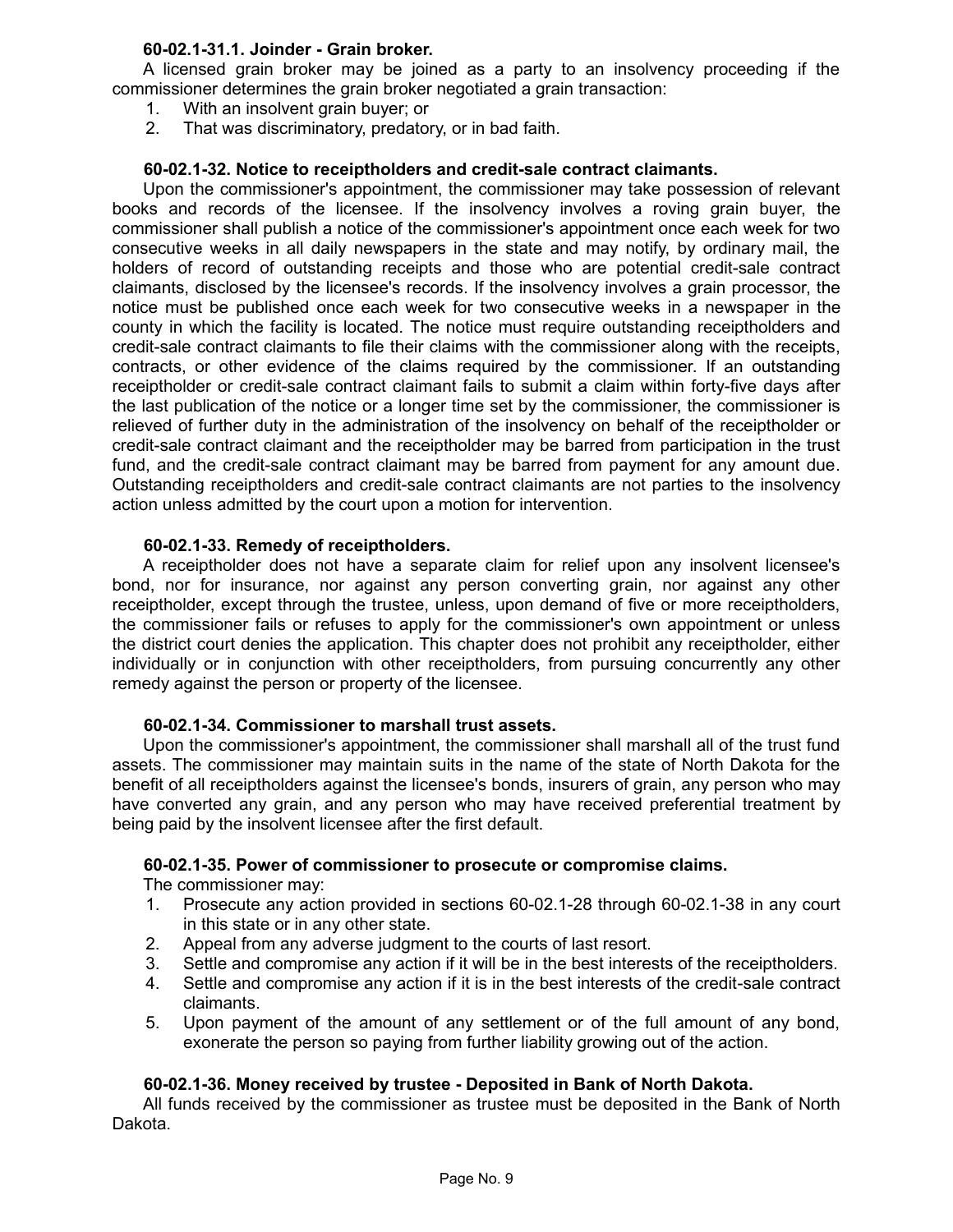**60-02.1-31.1. Joinder - Grain broker.**

A licensed grain broker may be joined as a party to an insolvency proceeding if the commissioner determines the grain broker negotiated a grain transaction:

1. With an insolvent grain buyer; or
2. That was discriminatory, predatory, or in bad faith.

**60-02.1-32. Notice to receiptholders and credit-sale contract claimants.**

Upon the commissioner's appointment, the commissioner may take possession of relevant books and records of the licensee. If the insolvency involves a roving grain buyer, the commissioner shall publish a notice of the commissioner's appointment once each week for two consecutive weeks in all daily newspapers in the state and may notify, by ordinary mail, the holders of record of outstanding receipts and those who are potential credit-sale contract claimants, disclosed by the licensee's records. If the insolvency involves a grain processor, the notice must be published once each week for two consecutive weeks in a newspaper in the county in which the facility is located. The notice must require outstanding receiptholders and credit-sale contract claimants to file their claims with the commissioner along with the receipts, contracts, or other evidence of the claims required by the commissioner. If an outstanding receiptholder or credit-sale contract claimant fails to submit a claim within forty-five days after the last publication of the notice or a longer time set by the commissioner, the commissioner is relieved of further duty in the administration of the insolvency on behalf of the receiptholder or credit-sale contract claimant and the receiptholder may be barred from participation in the trust fund, and the credit-sale contract claimant may be barred from payment for any amount due. Outstanding receiptholders and credit-sale contract claimants are not parties to the insolvency action unless admitted by the court upon a motion for intervention.

**60-02.1-33. Remedy of receiptholders.**

A receiptholder does not have a separate claim for relief upon any insolvent licensee's bond, nor for insurance, nor against any person converting grain, nor against any other receiptholder, except through the trustee, unless, upon demand of five or more receiptholders, the commissioner fails or refuses to apply for the commissioner's own appointment or unless the district court denies the application. This chapter does not prohibit any receiptholder, either individually or in conjunction with other receiptholders, from pursuing concurrently any other remedy against the person or property of the licensee.

**60-02.1-34. Commissioner to marshall trust assets.**

Upon the commissioner's appointment, the commissioner shall marshall all of the trust fund assets. The commissioner may maintain suits in the name of the state of North Dakota for the benefit of all receiptholders against the licensee's bonds, insurers of grain, any person who may have converted any grain, and any person who may have received preferential treatment by being paid by the insolvent licensee after the first default.

**60-02.1-35. Power of commissioner to prosecute or compromise claims.**

The commissioner may:

1. Prosecute any action provided in sections 60-02.1-28 through 60-02.1-38 in any court in this state or in any other state.
2. Appeal from any adverse judgment to the courts of last resort.
3. Settle and compromise any action if it will be in the best interests of the receiptholders.
4. Settle and compromise any action if it is in the best interests of the credit-sale contract claimants.
5. Upon payment of the amount of any settlement or of the full amount of any bond, exonerate the person so paying from further liability growing out of the action.

**60-02.1-36. Money received by trustee - Deposited in Bank of North Dakota.**

All funds received by the commissioner as trustee must be deposited in the Bank of North Dakota.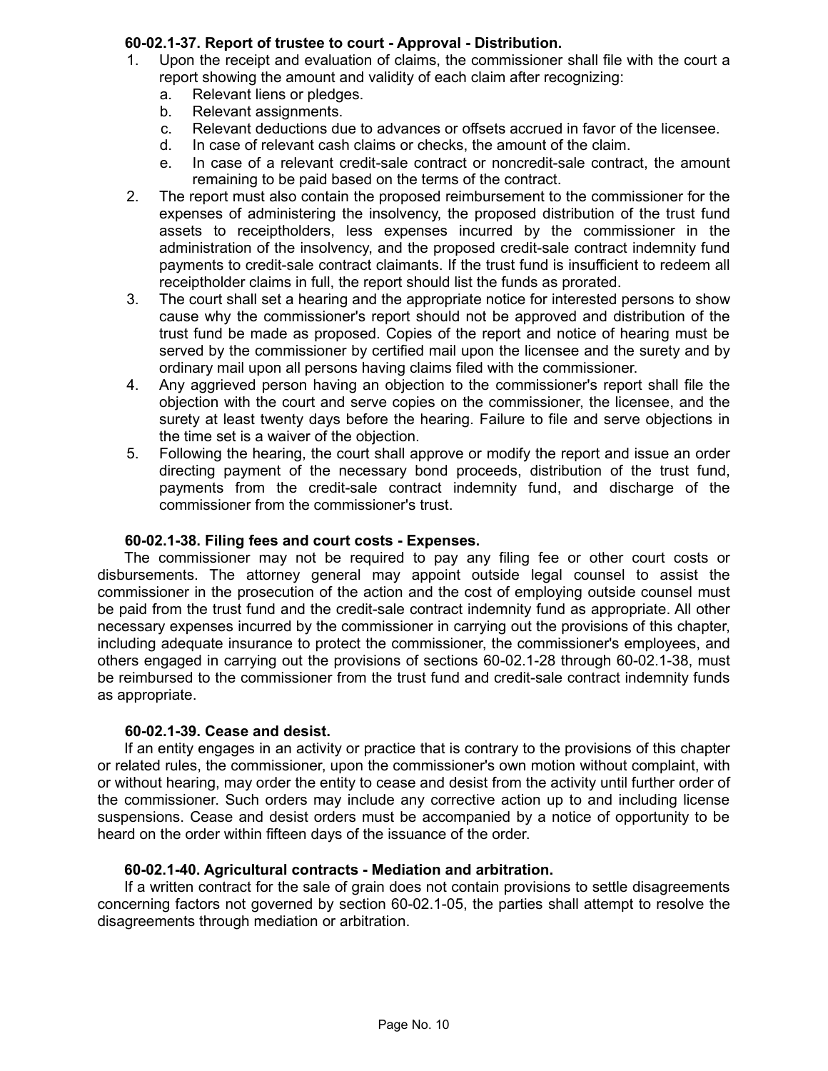**60-02.1-37. Report of trustee to court - Approval - Distribution.**

1. Upon the receipt and evaluation of claims, the commissioner shall file with the court a report showing the amount and validity of each claim after recognizing:
   a. Relevant liens or pledges.
   b. Relevant assignments.
   c. Relevant deductions due to advances or offsets accrued in favor of the licensee.
   d. In case of relevant cash claims or checks, the amount of the claim.
   e. In case of a relevant credit-sale contract or noncredit-sale contract, the amount remaining to be paid based on the terms of the contract.
2. The report must also contain the proposed reimbursement to the commissioner for the expenses of administering the insolvency, the proposed distribution of the trust fund assets to receiptholders, less expenses incurred by the commissioner in the administration of the insolvency, and the proposed credit-sale contract indemnity fund payments to credit-sale contract claimants. If the trust fund is insufficient to redeem all receiptholder claims in full, the report should list the funds as prorated.
3. The court shall set a hearing and the appropriate notice for interested persons to show cause why the commissioner's report should not be approved and distribution of the trust fund be made as proposed. Copies of the report and notice of hearing must be served by the commissioner by certified mail upon the licensee and the surety and by ordinary mail upon all persons having claims filed with the commissioner.
4. Any aggrieved person having an objection to the commissioner's report shall file the objection with the court and serve copies on the commissioner, the licensee, and the surety at least twenty days before the hearing. Failure to file and serve objections in the time set is a waiver of the objection.
5. Following the hearing, the court shall approve or modify the report and issue an order directing payment of the necessary bond proceeds, distribution of the trust fund, payments from the credit-sale contract indemnity fund, and discharge of the commissioner from the commissioner's trust.

**60-02.1-38. Filing fees and court costs - Expenses.**

The commissioner may not be required to pay any filing fee or other court costs or disbursements. The attorney general may appoint outside legal counsel to assist the commissioner in the prosecution of the action and the cost of employing outside counsel must be paid from the trust fund and the credit-sale contract indemnity fund as appropriate. All other necessary expenses incurred by the commissioner in carrying out the provisions of this chapter, including adequate insurance to protect the commissioner, the commissioner's employees, and others engaged in carrying out the provisions of sections 60-02.1-28 through 60-02.1-38, must be reimbursed to the commissioner from the trust fund and credit-sale contract indemnity funds as appropriate.

**60-02.1-39. Cease and desist.**

If an entity engages in an activity or practice that is contrary to the provisions of this chapter or related rules, the commissioner, upon the commissioner's own motion without complaint, with or without hearing, may order the entity to cease and desist from the activity until further order of the commissioner. Such orders may include any corrective action up to and including license suspensions. Cease and desist orders must be accompanied by a notice of opportunity to be heard on the order within fifteen days of the issuance of the order.

**60-02.1-40. Agricultural contracts - Mediation and arbitration.**

If a written contract for the sale of grain does not contain provisions to settle disagreements concerning factors not governed by section 60-02.1-05, the parties shall attempt to resolve the disagreements through mediation or arbitration.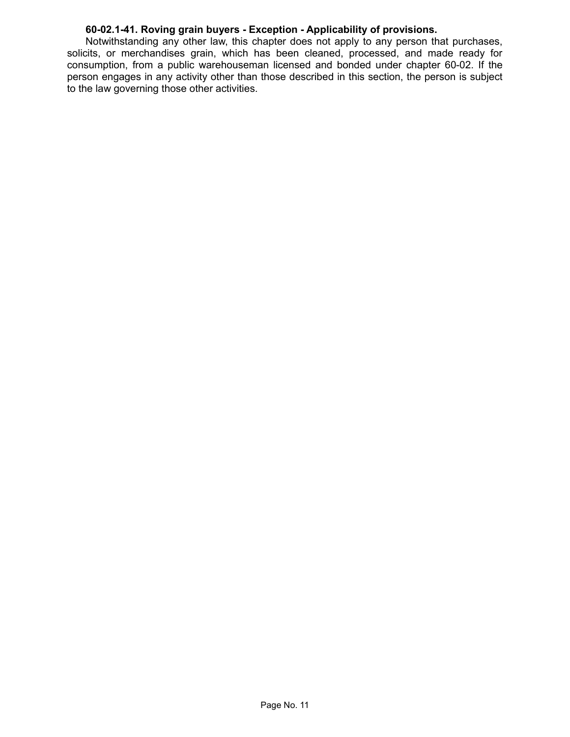**60-02.1-41. Roving grain buyers - Exception - Applicability of provisions.**

Notwithstanding any other law, this chapter does not apply to any person that purchases, solicits, or merchandises grain, which has been cleaned, processed, and made ready for consumption, from a public warehouseman licensed and bonded under chapter 60-02. If the person engages in any activity other than those described in this section, the person is subject to the law governing those other activities.